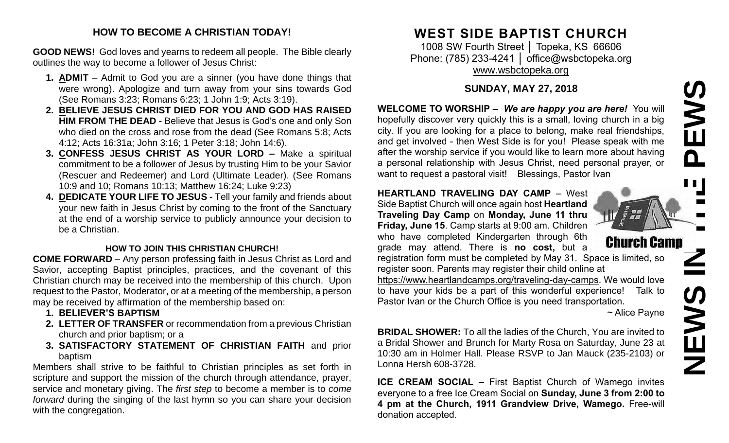## HOW TO BECOME A CHRISTIAN TODAY!

**GOOD NEWS!** God loves and yearns to redeem all people. The Bible clearly outlines the way to become a follower of Jesus Christ:

1. **ADMIT** – Admit to God you are a sinner (you have done things that were wrong). Apologize and turn away from your sins towards God (See Romans 3:23; Romans 6:23; 1 John 1:9; Acts 3:19).
2. **BELIEVE JESUS CHRIST DIED FOR YOU AND GOD HAS RAISED HIM FROM THE DEAD -** Believe that Jesus is God's one and only Son who died on the cross and rose from the dead (See Romans 5:8; Acts 4:12; Acts 16:31a; John 3:16; 1 Peter 3:18; John 14:6).
3. **CONFESS JESUS CHRIST AS YOUR LORD –** Make a spiritual commitment to be a follower of Jesus by trusting Him to be your Savior (Rescuer and Redeemer) and Lord (Ultimate Leader). (See Romans 10:9 and 10; Romans 10:13; Matthew 16:24; Luke 9:23)
4. **DEDICATE YOUR LIFE TO JESUS -** Tell your family and friends about your new faith in Jesus Christ by coming to the front of the Sanctuary at the end of a worship service to publicly announce your decision to be a Christian.

### HOW TO JOIN THIS CHRISTIAN CHURCH!

**COME FORWARD** – Any person professing faith in Jesus Christ as Lord and Savior, accepting Baptist principles, practices, and the covenant of this Christian church may be received into the membership of this church. Upon request to the Pastor, Moderator, or at a meeting of the membership, a person may be received by affirmation of the membership based on:

1. **BELIEVER'S BAPTISM**
2. **LETTER OF TRANSFER** or recommendation from a previous Christian church and prior baptism; or a
3. **SATISFACTORY STATEMENT OF CHRISTIAN FAITH** and prior baptism

Members shall strive to be faithful to Christian principles as set forth in scripture and support the mission of the church through attendance, prayer, service and monetary giving. The *first step* to become a member is to *come forward* during the singing of the last hymn so you can share your decision with the congregation.

# WEST SIDE BAPTIST CHURCH

1008 SW Fourth Street │ Topeka, KS 66606
Phone: (785) 233-4241 │ office@wsbctopeka.org
www.wsbctopeka.org

## SUNDAY, MAY 27, 2018

# NEWS IN THE PEWS

**WELCOME TO WORSHIP –** ***We are happy you are here!*** You will hopefully discover very quickly this is a small, loving church in a big city. If you are looking for a place to belong, make real friendships, and get involved - then West Side is for you! Please speak with me after the worship service if you would like to learn more about having a personal relationship with Jesus Christ, need personal prayer, or want to request a pastoral visit! Blessings, Pastor Ivan

**HEARTLAND TRAVELING DAY CAMP** – West Side Baptist Church will once again host **Heartland Traveling Day Camp** on **Monday, June 11 thru Friday, June 15**. Camp starts at 9:00 am. Children who have completed Kindergarten through 6th grade may attend. There is **no cost,** but a registration form must be completed by May 31. Space is limited, so register soon. Parents may register their child online at https://www.heartlandcamps.org/traveling-day-camps. We would love to have your kids be a part of this wonderful experience! Talk to Pastor Ivan or the Church Office is you need transportation.

~ Alice Payne

**BRIDAL SHOWER:** To all the ladies of the Church, You are invited to a Bridal Shower and Brunch for Marty Rosa on Saturday, June 23 at 10:30 am in Holmer Hall. Please RSVP to Jan Mauck (235-2103) or Lonna Hersh 608-3728.

**ICE CREAM SOCIAL –** First Baptist Church of Wamego invites everyone to a free Ice Cream Social on **Sunday, June 3 from 2:00 to 4 pm at the Church, 1911 Grandview Drive, Wamego.** Free-will donation accepted.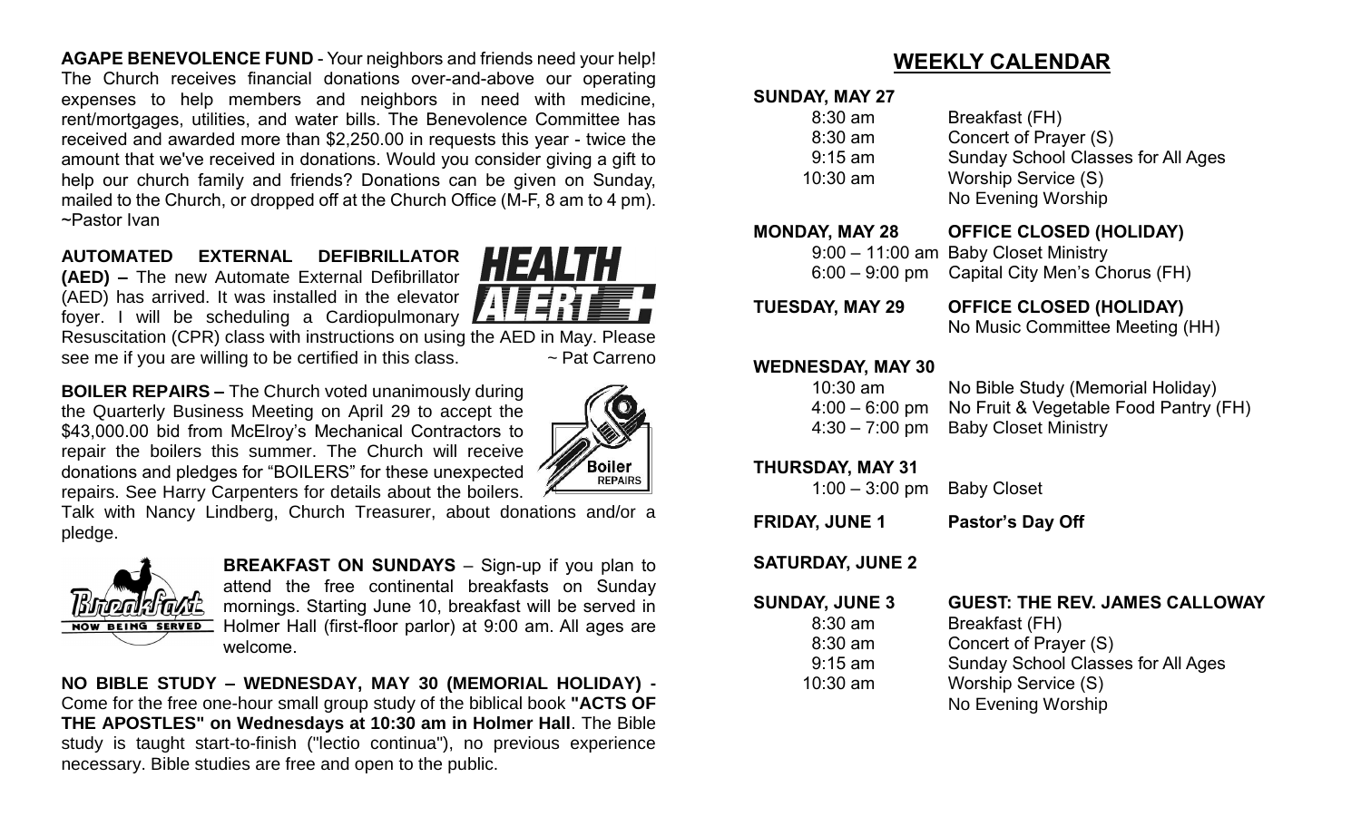**AGAPE BENEVOLENCE FUND** - Your neighbors and friends need your help! The Church receives financial donations over-and-above our operating expenses to help members and neighbors in need with medicine, rent/mortgages, utilities, and water bills. The Benevolence Committee has received and awarded more than $2,250.00 in requests this year - twice the amount that we've received in donations. Would you consider giving a gift to help our church family and friends? Donations can be given on Sunday, mailed to the Church, or dropped off at the Church Office (M-F, 8 am to 4 pm). ~Pastor Ivan

**AUTOMATED EXTERNAL DEFIBRILLATOR (AED) –** The new Automate External Defibrillator (AED) has arrived. It was installed in the elevator foyer. I will be scheduling a Cardiopulmonary Resuscitation (CPR) class with instructions on using the AED in May. Please see me if you are willing to be certified in this class. ~ Pat Carreno

**BOILER REPAIRS –** The Church voted unanimously during the Quarterly Business Meeting on April 29 to accept the $43,000.00 bid from McElroy's Mechanical Contractors to repair the boilers this summer. The Church will receive donations and pledges for "BOILERS" for these unexpected repairs. See Harry Carpenters for details about the boilers. Talk with Nancy Lindberg, Church Treasurer, about donations and/or a pledge.

**BREAKFAST ON SUNDAYS** – Sign-up if you plan to attend the free continental breakfasts on Sunday mornings. Starting June 10, breakfast will be served in Holmer Hall (first-floor parlor) at 9:00 am. All ages are welcome.

**NO BIBLE STUDY – WEDNESDAY, MAY 30 (MEMORIAL HOLIDAY) -** Come for the free one-hour small group study of the biblical book **"ACTS OF THE APOSTLES" on Wednesdays at 10:30 am in Holmer Hall**. The Bible study is taught start-to-finish ("lectio continua"), no previous experience necessary. Bible studies are free and open to the public.

## WEEKLY CALENDAR

**SUNDAY, MAY 27**
- 8:30 am — Breakfast (FH)
- 8:30 am — Concert of Prayer (S)
- 9:15 am — Sunday School Classes for All Ages
- 10:30 am — Worship Service (S)
- No Evening Worship

**MONDAY, MAY 28** — **OFFICE CLOSED (HOLIDAY)**
- 9:00 – 11:00 am — Baby Closet Ministry
- 6:00 – 9:00 pm — Capital City Men's Chorus (FH)

**TUESDAY, MAY 29** — **OFFICE CLOSED (HOLIDAY)**
- No Music Committee Meeting (HH)

**WEDNESDAY, MAY 30**
- 10:30 am — No Bible Study (Memorial Holiday)
- 4:00 – 6:00 pm — No Fruit & Vegetable Food Pantry (FH)
- 4:30 – 7:00 pm — Baby Closet Ministry

**THURSDAY, MAY 31**
- 1:00 – 3:00 pm — Baby Closet

**FRIDAY, JUNE 1** — **Pastor's Day Off**

**SATURDAY, JUNE 2**

**SUNDAY, JUNE 3** — **GUEST: THE REV. JAMES CALLOWAY**
- 8:30 am — Breakfast (FH)
- 8:30 am — Concert of Prayer (S)
- 9:15 am — Sunday School Classes for All Ages
- 10:30 am — Worship Service (S)
- No Evening Worship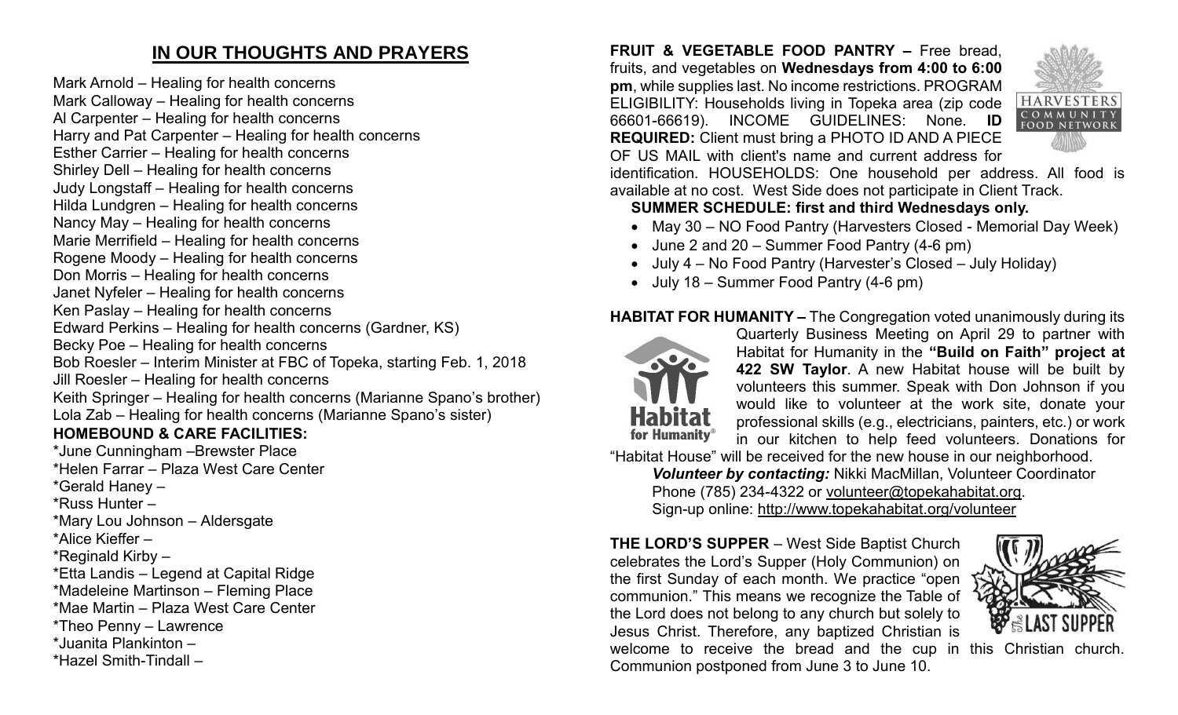## IN OUR THOUGHTS AND PRAYERS

Mark Arnold – Healing for health concerns
Mark Calloway – Healing for health concerns
Al Carpenter – Healing for health concerns
Harry and Pat Carpenter – Healing for health concerns
Esther Carrier – Healing for health concerns
Shirley Dell – Healing for health concerns
Judy Longstaff – Healing for health concerns
Hilda Lundgren – Healing for health concerns
Nancy May – Healing for health concerns
Marie Merrifield – Healing for health concerns
Rogene Moody – Healing for health concerns
Don Morris – Healing for health concerns
Janet Nyfeler – Healing for health concerns
Ken Paslay – Healing for health concerns
Edward Perkins – Healing for health concerns (Gardner, KS)
Becky Poe – Healing for health concerns
Bob Roesler – Interim Minister at FBC of Topeka, starting Feb. 1, 2018
Jill Roesler – Healing for health concerns
Keith Springer – Healing for health concerns (Marianne Spano's brother)
Lola Zab – Healing for health concerns (Marianne Spano's sister)

**HOMEBOUND & CARE FACILITIES:**

*June Cunningham –Brewster Place
*Helen Farrar – Plaza West Care Center
*Gerald Haney –
*Russ Hunter –
*Mary Lou Johnson – Aldersgate
*Alice Kieffer –
*Reginald Kirby –
*Etta Landis – Legend at Capital Ridge
*Madeleine Martinson – Fleming Place
*Mae Martin – Plaza West Care Center
*Theo Penny – Lawrence
*Juanita Plankinton –
*Hazel Smith-Tindall –

**FRUIT & VEGETABLE FOOD PANTRY –** Free bread, fruits, and vegetables on **Wednesdays from 4:00 to 6:00 pm**, while supplies last. No income restrictions. PROGRAM ELIGIBILITY: Households living in Topeka area (zip code 66601-66619). INCOME GUIDELINES: None. **ID REQUIRED:** Client must bring a PHOTO ID AND A PIECE OF US MAIL with client's name and current address for identification. HOUSEHOLDS: One household per address. All food is available at no cost. West Side does not participate in Client Track.

**SUMMER SCHEDULE: first and third Wednesdays only.**

- May 30 – NO Food Pantry (Harvesters Closed - Memorial Day Week)
- June 2 and 20 – Summer Food Pantry (4-6 pm)
- July 4 – No Food Pantry (Harvester's Closed – July Holiday)
- July 18 – Summer Food Pantry (4-6 pm)

**HABITAT FOR HUMANITY –** The Congregation voted unanimously during its Quarterly Business Meeting on April 29 to partner with Habitat for Humanity in the **"Build on Faith" project at 422 SW Taylor**. A new Habitat house will be built by volunteers this summer. Speak with Don Johnson if you would like to volunteer at the work site, donate your professional skills (e.g., electricians, painters, etc.) or work in our kitchen to help feed volunteers. Donations for "Habitat House" will be received for the new house in our neighborhood.

***Volunteer by contacting:*** Nikki MacMillan, Volunteer Coordinator
Phone (785) 234-4322 or volunteer@topekahabitat.org.
Sign-up online: http://www.topekahabitat.org/volunteer

**THE LORD'S SUPPER** – West Side Baptist Church celebrates the Lord's Supper (Holy Communion) on the first Sunday of each month. We practice "open communion." This means we recognize the Table of the Lord does not belong to any church but solely to Jesus Christ. Therefore, any baptized Christian is welcome to receive the bread and the cup in this Christian church. Communion postponed from June 3 to June 10.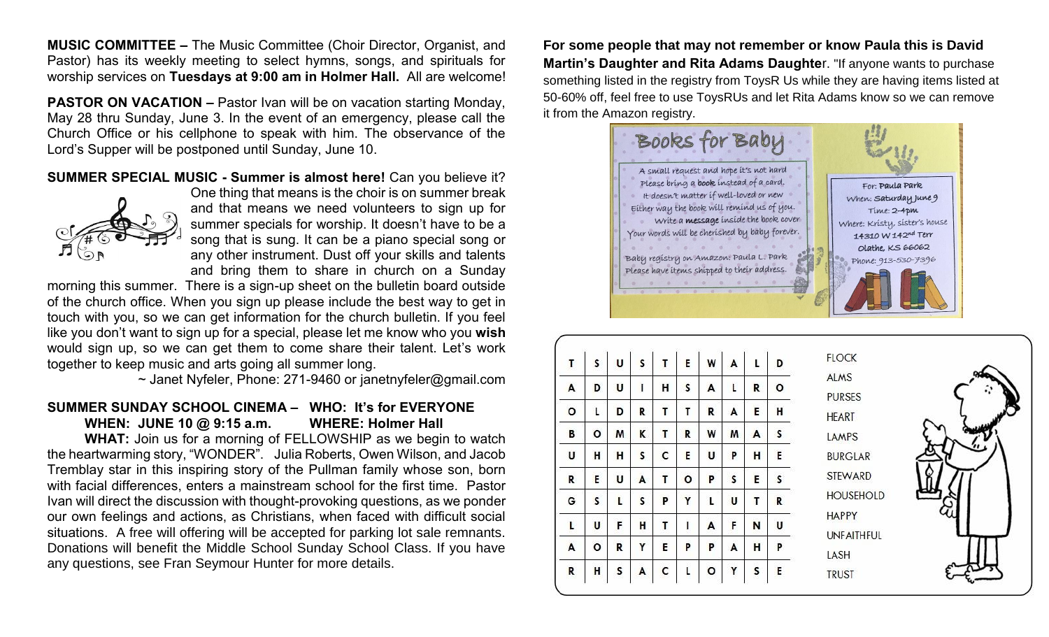**MUSIC COMMITTEE –** The Music Committee (Choir Director, Organist, and Pastor) has its weekly meeting to select hymns, songs, and spirituals for worship services on **Tuesdays at 9:00 am in Holmer Hall.** All are welcome!

**PASTOR ON VACATION –** Pastor Ivan will be on vacation starting Monday, May 28 thru Sunday, June 3. In the event of an emergency, please call the Church Office or his cellphone to speak with him. The observance of the Lord's Supper will be postponed until Sunday, June 10.

**SUMMER SPECIAL MUSIC - Summer is almost here!** Can you believe it? One thing that means is the choir is on summer break and that means we need volunteers to sign up for summer specials for worship. It doesn't have to be a song that is sung. It can be a piano special song or any other instrument. Dust off your skills and talents and bring them to share in church on a Sunday morning this summer. There is a sign-up sheet on the bulletin board outside of the church office. When you sign up please include the best way to get in touch with you, so we can get information for the church bulletin. If you feel like you don't want to sign up for a special, please let me know who you **wish** would sign up, so we can get them to come share their talent. Let's work together to keep music and arts going all summer long.

~ Janet Nyfeler, Phone: 271-9460 or janetnyfeler@gmail.com

**SUMMER SUNDAY SCHOOL CINEMA – WHO: It's for EVERYONE**
**WHEN: JUNE 10 @ 9:15 a.m. WHERE: Holmer Hall**

**WHAT:** Join us for a morning of FELLOWSHIP as we begin to watch the heartwarming story, "WONDER". Julia Roberts, Owen Wilson, and Jacob Tremblay star in this inspiring story of the Pullman family whose son, born with facial differences, enters a mainstream school for the first time. Pastor Ivan will direct the discussion with thought-provoking questions, as we ponder our own feelings and actions, as Christians, when faced with difficult social situations. A free will offering will be accepted for parking lot sale remnants. Donations will benefit the Middle School Sunday School Class. If you have any questions, see Fran Seymour Hunter for more details.

**For some people that may not remember or know Paula this is David Martin's Daughter and Rita Adams Daughter**. "If anyone wants to purchase something listed in the registry from ToysR Us while they are having items listed at 50-60% off, feel free to use ToysRUs and let Rita Adams know so we can remove it from the Amazon registry.

**Books for Baby**

A small request and hope it's not hard
Please bring a **book** instead of a card.
It doesn't matter if well-loved or new
Either way the book will remind us of you.
Write a **message** inside the book cover
Your words will be cherished by baby forever.

Baby registry on Amazon: Paula L. Park
Please have items shipped to their address.

For: Paula Park
When: Saturday June 9
Time: 2-4pm
Where: Kristy, sister's house
14310 W 142nd Terr
Olathe, KS 66062
Phone: 913-530-7396

| | | | | | | | | | |
|---|---|---|---|---|---|---|---|---|---|
| T | S | U | S | T | E | W | A | L | D |
| A | D | U | I | H | S | A | L | R | O |
| O | L | D | R | T | T | R | A | E | H |
| B | O | M | K | T | R | W | M | A | S |
| U | H | H | S | C | E | U | P | H | E |
| R | E | U | A | T | O | P | S | E | S |
| G | S | L | S | P | Y | L | U | T | R |
| L | U | F | H | T | I | A | F | N | U |
| A | O | R | Y | E | P | P | A | H | P |
| R | H | S | A | C | L | O | Y | S | E |

FLOCK
ALMS
PURSES
HEART
LAMPS
BURGLAR
STEWARD
HOUSEHOLD
HAPPY
UNFAITHFUL
LASH
TRUST